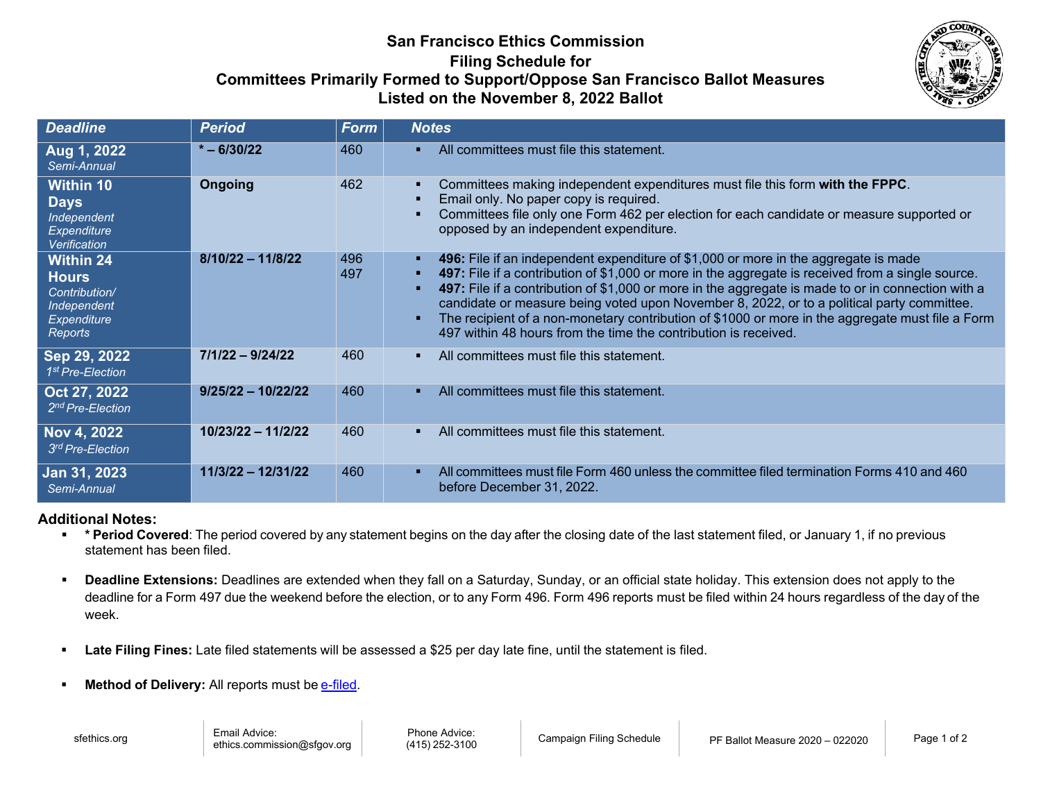# San Francisco Ethics Commission
## Filing Schedule for
## Committees Primarily Formed to Support/Oppose San Francisco Ballot Measures Listed on the November 8, 2022 Ballot

| Deadline | Period | Form | Notes |
|---|---|---|---|
| **Aug 1, 2022** *Semi-Annual* | **\* – 6/30/22** | 460 | ▪ All committees must file this statement. |
| **Within 10 Days** *Independent Expenditure Verification* | **Ongoing** | 462 | ▪ Committees making independent expenditures must file this form **with the FPPC**.<br>▪ Email only. No paper copy is required.<br>▪ Committees file only one Form 462 per election for each candidate or measure supported or opposed by an independent expenditure. |
| **Within 24 Hours** *Contribution/ Independent Expenditure Reports* | **8/10/22 – 11/8/22** | 496<br>497 | ▪ **496:** File if an independent expenditure of $1,000 or more in the aggregate is made<br>▪ **497:** File if a contribution of $1,000 or more in the aggregate is received from a single source.<br>▪ **497:** File if a contribution of $1,000 or more in the aggregate is made to or in connection with a candidate or measure being voted upon November 8, 2022, or to a political party committee.<br>▪ The recipient of a non-monetary contribution of $1000 or more in the aggregate must file a Form 497 within 48 hours from the time the contribution is received. |
| **Sep 29, 2022** *1st Pre-Election* | **7/1/22 – 9/24/22** | 460 | ▪ All committees must file this statement. |
| **Oct 27, 2022** *2nd Pre-Election* | **9/25/22 – 10/22/22** | 460 | ▪ All committees must file this statement. |
| **Nov 4, 2022** *3rd Pre-Election* | **10/23/22 – 11/2/22** | 460 | ▪ All committees must file this statement. |
| **Jan 31, 2023** *Semi-Annual* | **11/3/22 – 12/31/22** | 460 | ▪ All committees must file Form 460 unless the committee filed termination Forms 410 and 460 before December 31, 2022. |

**Additional Notes:**

- **\* Period Covered**: The period covered by any statement begins on the day after the closing date of the last statement filed, or January 1, if no previous statement has been filed.
- **Deadline Extensions:** Deadlines are extended when they fall on a Saturday, Sunday, or an official state holiday. This extension does not apply to the deadline for a Form 497 due the weekend before the election, or to any Form 496. Form 496 reports must be filed within 24 hours regardless of the day of the week.
- **Late Filing Fines:** Late filed statements will be assessed a $25 per day late fine, until the statement is filed.
- **Method of Delivery:** All reports must be e-filed.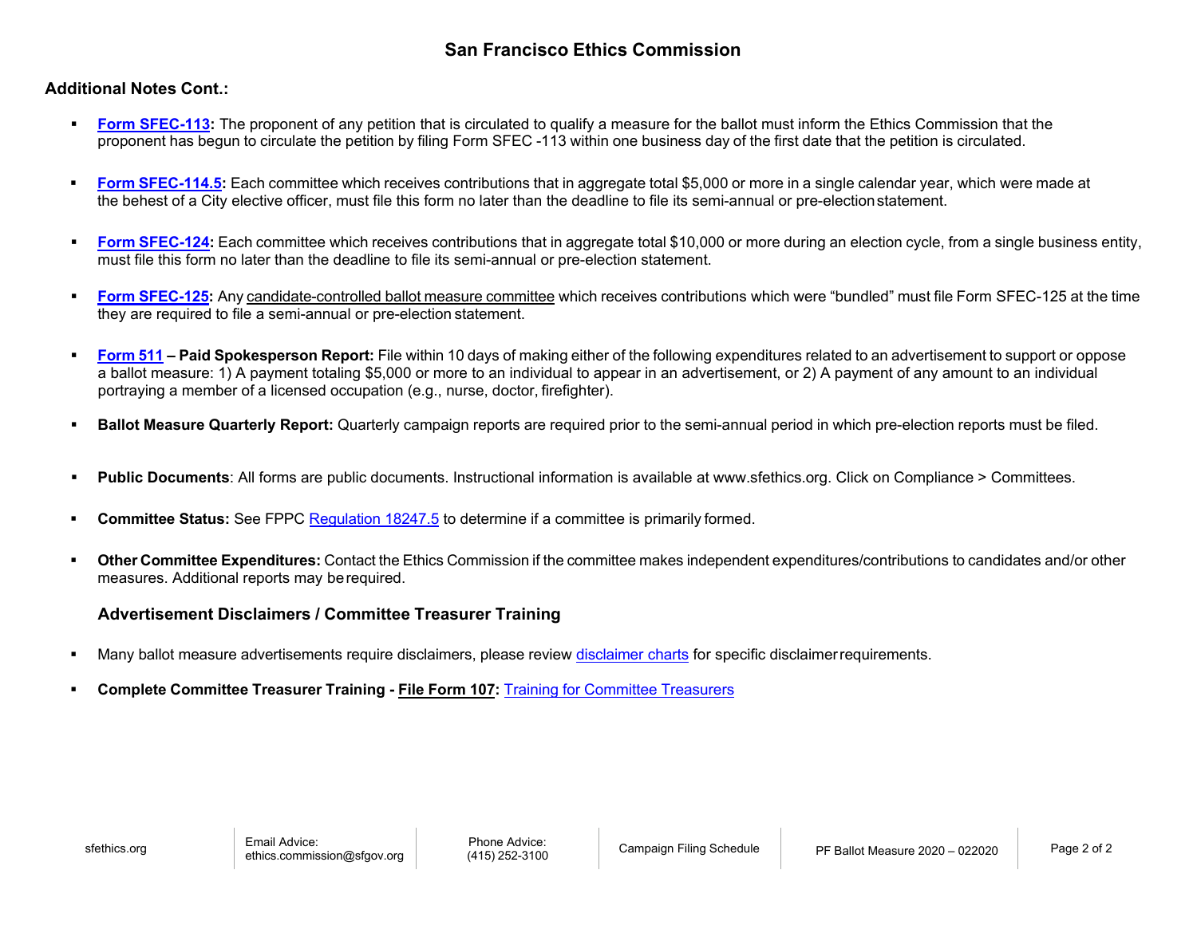## San Francisco Ethics Commission

**Additional Notes Cont.:**

- **Form SFEC-113:** The proponent of any petition that is circulated to qualify a measure for the ballot must inform the Ethics Commission that the proponent has begun to circulate the petition by filing Form SFEC -113 within one business day of the first date that the petition is circulated.

- **Form SFEC-114.5:** Each committee which receives contributions that in aggregate total $5,000 or more in a single calendar year, which were made at the behest of a City elective officer, must file this form no later than the deadline to file its semi-annual or pre-election statement.

- **Form SFEC-124:** Each committee which receives contributions that in aggregate total $10,000 or more during an election cycle, from a single business entity, must file this form no later than the deadline to file its semi-annual or pre-election statement.

- **Form SFEC-125:** Any candidate-controlled ballot measure committee which receives contributions which were "bundled" must file Form SFEC-125 at the time they are required to file a semi-annual or pre-election statement.

- **Form 511 – Paid Spokesperson Report:** File within 10 days of making either of the following expenditures related to an advertisement to support or oppose a ballot measure: 1) A payment totaling $5,000 or more to an individual to appear in an advertisement, or 2) A payment of any amount to an individual portraying a member of a licensed occupation (e.g., nurse, doctor, firefighter).

- **Ballot Measure Quarterly Report:** Quarterly campaign reports are required prior to the semi-annual period in which pre-election reports must be filed.

- **Public Documents**: All forms are public documents. Instructional information is available at www.sfethics.org. Click on Compliance > Committees.

- **Committee Status:** See FPPC Regulation 18247.5 to determine if a committee is primarily formed.

- **Other Committee Expenditures:** Contact the Ethics Commission if the committee makes independent expenditures/contributions to candidates and/or other measures. Additional reports may be required.

### Advertisement Disclaimers / Committee Treasurer Training

- Many ballot measure advertisements require disclaimers, please review disclaimer charts for specific disclaimer requirements.

- **Complete Committee Treasurer Training - File Form 107:** Training for Committee Treasurers